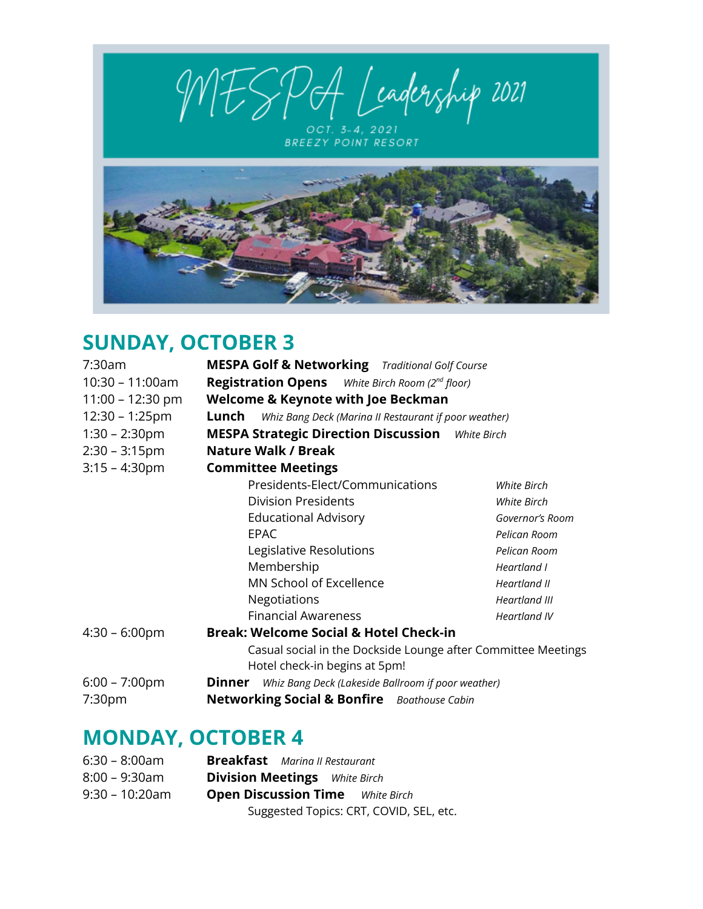# MESPA Leadership 2021

OCT. 3-4, 2021
BREEZY POINT RESORT

## SUNDAY, OCTOBER 3

| | | |
|---|---|---|
| 7:30am | **MESPA Golf & Networking** *Traditional Golf Course* | |
| 10:30 – 11:00am | **Registration Opens** *White Birch Room (2nd floor)* | |
| 11:00 – 12:30 pm | **Welcome & Keynote with Joe Beckman** | |
| 12:30 – 1:25pm | **Lunch** *Whiz Bang Deck (Marina II Restaurant if poor weather)* | |
| 1:30 – 2:30pm | **MESPA Strategic Direction Discussion** *White Birch* | |
| 2:30 – 3:15pm | **Nature Walk / Break** | |
| 3:15 – 4:30pm | **Committee Meetings** | |
| | Presidents-Elect/Communications | *White Birch* |
| | Division Presidents | *White Birch* |
| | Educational Advisory | *Governor's Room* |
| | EPAC | *Pelican Room* |
| | Legislative Resolutions | *Pelican Room* |
| | Membership | *Heartland I* |
| | MN School of Excellence | *Heartland II* |
| | Negotiations | *Heartland III* |
| | Financial Awareness | *Heartland IV* |
| 4:30 – 6:00pm | **Break: Welcome Social & Hotel Check-in** | |
| | Casual social in the Dockside Lounge after Committee Meetings<br>Hotel check-in begins at 5pm! | |
| 6:00 – 7:00pm | **Dinner** *Whiz Bang Deck (Lakeside Ballroom if poor weather)* | |
| 7:30pm | **Networking Social & Bonfire** *Boathouse Cabin* | |

## MONDAY, OCTOBER 4

| | |
|---|---|
| 6:30 – 8:00am | **Breakfast** *Marina II Restaurant* |
| 8:00 – 9:30am | **Division Meetings** *White Birch* |
| 9:30 – 10:20am | **Open Discussion Time** *White Birch* |
| | Suggested Topics: CRT, COVID, SEL, etc. |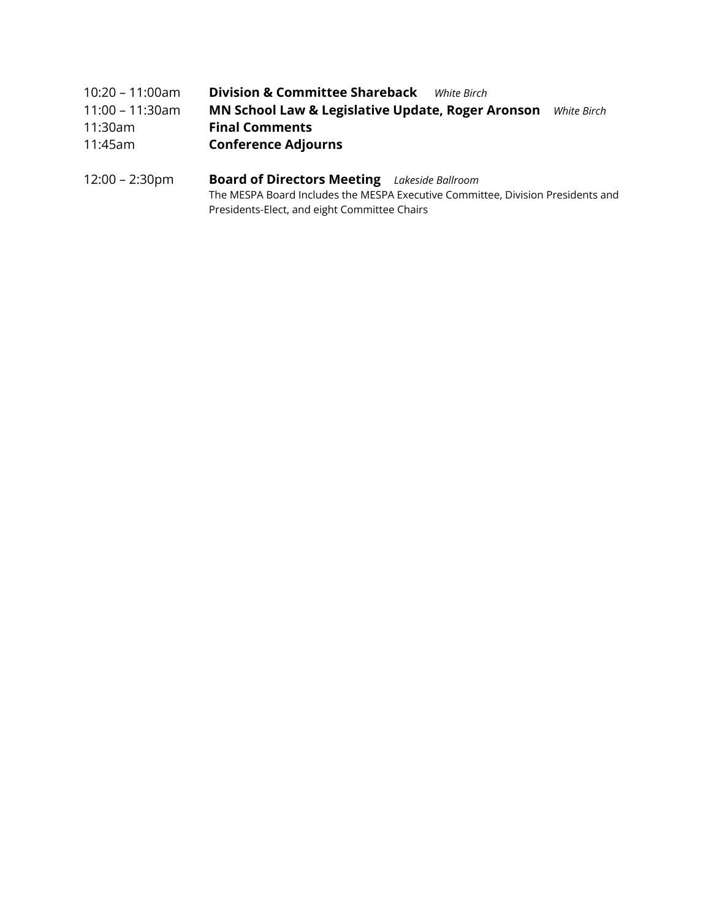10:20 – 11:00am **Division & Committee Shareback** *White Birch*

11:00 – 11:30am **MN School Law & Legislative Update, Roger Aronson** *White Birch*

11:30am **Final Comments**

11:45am **Conference Adjourns**

12:00 – 2:30pm **Board of Directors Meeting** *Lakeside Ballroom*

The MESPA Board Includes the MESPA Executive Committee, Division Presidents and Presidents-Elect, and eight Committee Chairs